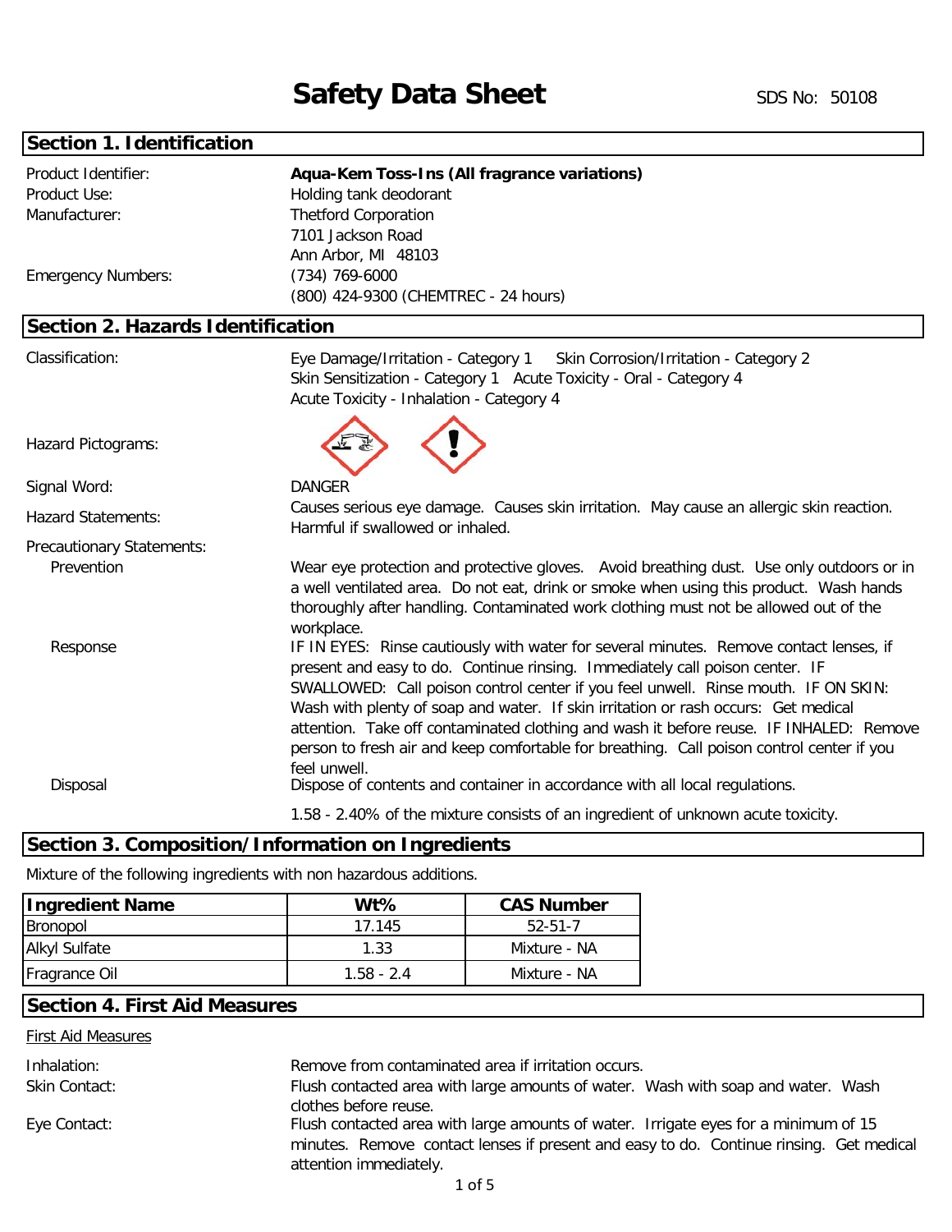# Safety Data Sheet

SDS No: 50108

## Section 1. Identification

Product Identifier: **Aqua-Kem Toss-Ins (All fragrance variations)**

Product Use: Holding tank deodorant

Manufacturer: Thetford Corporation
7101 Jackson Road
Ann Arbor, MI 48103

Emergency Numbers: (734) 769-6000
(800) 424-9300 (CHEMTREC - 24 hours)

## Section 2. Hazards Identification

Classification: Eye Damage/Irritation - Category 1 Skin Corrosion/Irritation - Category 2
Skin Sensitization - Category 1 Acute Toxicity - Oral - Category 4
Acute Toxicity - Inhalation - Category 4

Hazard Pictograms:

Signal Word: DANGER

Hazard Statements: Causes serious eye damage. Causes skin irritation. May cause an allergic skin reaction. Harmful if swallowed or inhaled.

Precautionary Statements:

Prevention: Wear eye protection and protective gloves. Avoid breathing dust. Use only outdoors or in a well ventilated area. Do not eat, drink or smoke when using this product. Wash hands thoroughly after handling. Contaminated work clothing must not be allowed out of the workplace.

Response: IF IN EYES: Rinse cautiously with water for several minutes. Remove contact lenses, if present and easy to do. Continue rinsing. Immediately call poison center. IF SWALLOWED: Call poison control center if you feel unwell. Rinse mouth. IF ON SKIN: Wash with plenty of soap and water. If skin irritation or rash occurs: Get medical attention. Take off contaminated clothing and wash it before reuse. IF INHALED: Remove person to fresh air and keep comfortable for breathing. Call poison control center if you feel unwell.

Disposal: Dispose of contents and container in accordance with all local regulations.

1.58 - 2.40% of the mixture consists of an ingredient of unknown acute toxicity.

## Section 3. Composition/Information on Ingredients

Mixture of the following ingredients with non hazardous additions.

| Ingredient Name | Wt% | CAS Number |
|---|---|---|
| Bronopol | 17.145 | 52-51-7 |
| Alkyl Sulfate | 1.33 | Mixture - NA |
| Fragrance Oil | 1.58 - 2.4 | Mixture - NA |

## Section 4. First Aid Measures

First Aid Measures

Inhalation: Remove from contaminated area if irritation occurs.

Skin Contact: Flush contacted area with large amounts of water. Wash with soap and water. Wash clothes before reuse.

Eye Contact: Flush contacted area with large amounts of water. Irrigate eyes for a minimum of 15 minutes. Remove contact lenses if present and easy to do. Continue rinsing. Get medical attention immediately.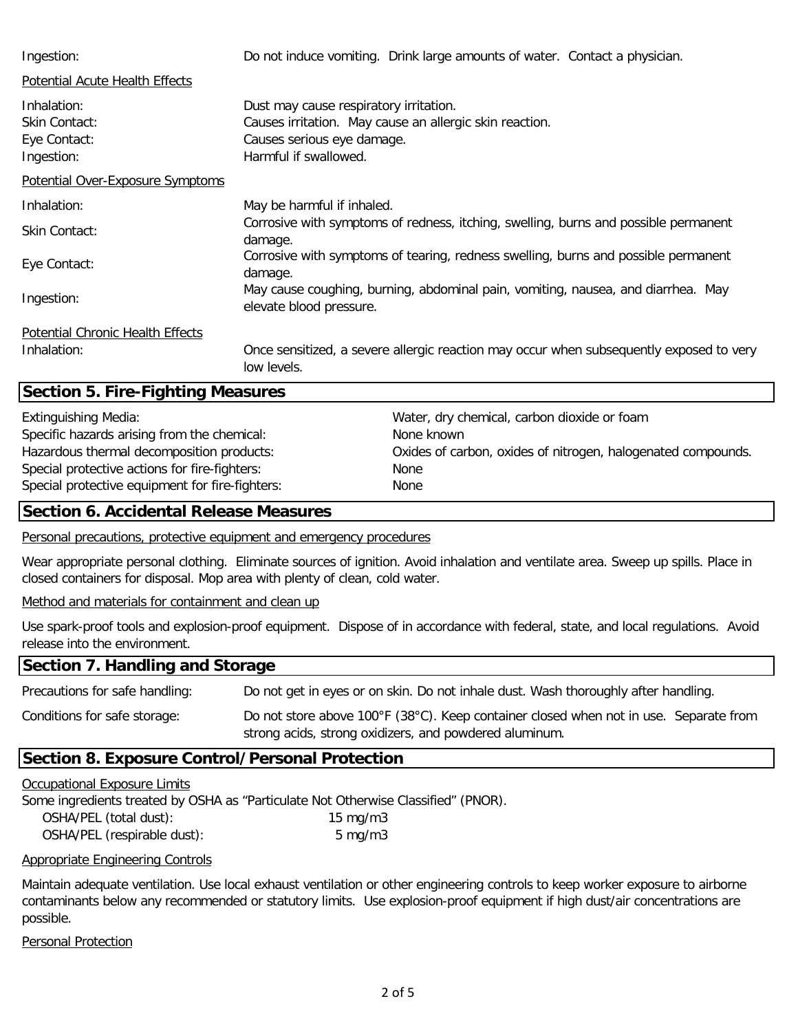| | |
|---|---|
| Ingestion: | Do not induce vomiting. Drink large amounts of water. Contact a physician. |

Potential Acute Health Effects

| | |
|---|---|
| Inhalation: | Dust may cause respiratory irritation. |
| Skin Contact: | Causes irritation. May cause an allergic skin reaction. |
| Eye Contact: | Causes serious eye damage. |
| Ingestion: | Harmful if swallowed. |

Potential Over-Exposure Symptoms

| | |
|---|---|
| Inhalation: | May be harmful if inhaled. |
| Skin Contact: | Corrosive with symptoms of redness, itching, swelling, burns and possible permanent damage. |
| Eye Contact: | Corrosive with symptoms of tearing, redness swelling, burns and possible permanent damage. |
| Ingestion: | May cause coughing, burning, abdominal pain, vomiting, nausea, and diarrhea. May elevate blood pressure. |

Potential Chronic Health Effects

| | |
|---|---|
| Inhalation: | Once sensitized, a severe allergic reaction may occur when subsequently exposed to very low levels. |

## Section 5. Fire-Fighting Measures

| | |
|---|---|
| Extinguishing Media: | Water, dry chemical, carbon dioxide or foam |
| Specific hazards arising from the chemical: | None known |
| Hazardous thermal decomposition products: | Oxides of carbon, oxides of nitrogen, halogenated compounds. |
| Special protective actions for fire-fighters: | None |
| Special protective equipment for fire-fighters: | None |

## Section 6. Accidental Release Measures

Personal precautions, protective equipment and emergency procedures

Wear appropriate personal clothing. Eliminate sources of ignition. Avoid inhalation and ventilate area. Sweep up spills. Place in closed containers for disposal. Mop area with plenty of clean, cold water.

Method and materials for containment and clean up

Use spark-proof tools and explosion-proof equipment. Dispose of in accordance with federal, state, and local regulations. Avoid release into the environment.

## Section 7. Handling and Storage

| | |
|---|---|
| Precautions for safe handling: | Do not get in eyes or on skin. Do not inhale dust. Wash thoroughly after handling. |
| Conditions for safe storage: | Do not store above 100°F (38°C). Keep container closed when not in use. Separate from strong acids, strong oxidizers, and powdered aluminum. |

## Section 8. Exposure Control/Personal Protection

Occupational Exposure Limits

Some ingredients treated by OSHA as "Particulate Not Otherwise Classified" (PNOR).

| | |
|---|---|
| OSHA/PEL (total dust): | 15 mg/m3 |
| OSHA/PEL (respirable dust): | 5 mg/m3 |

Appropriate Engineering Controls

Maintain adequate ventilation. Use local exhaust ventilation or other engineering controls to keep worker exposure to airborne contaminants below any recommended or statutory limits. Use explosion-proof equipment if high dust/air concentrations are possible.

Personal Protection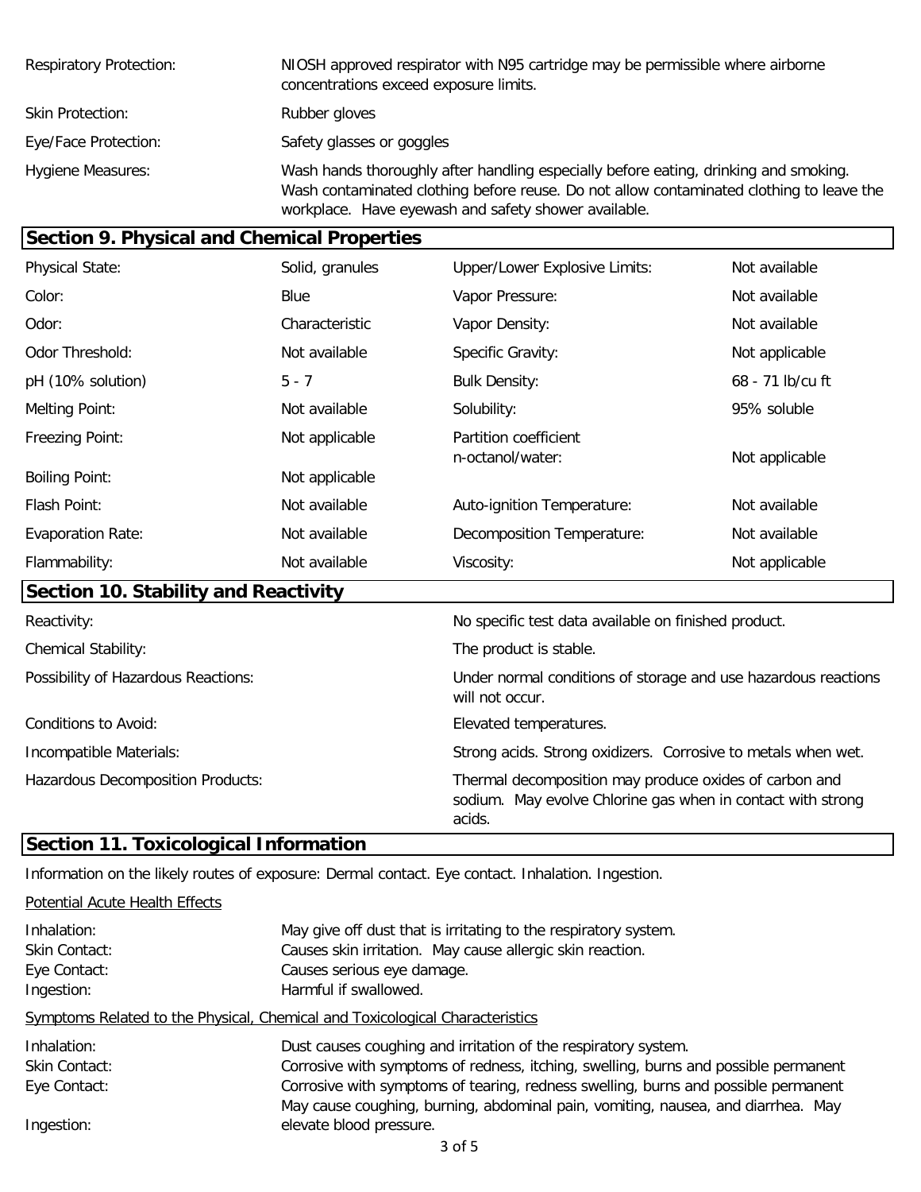| | |
|---|---|
| Respiratory Protection: | NIOSH approved respirator with N95 cartridge may be permissible where airborne concentrations exceed exposure limits. |
| Skin Protection: | Rubber gloves |
| Eye/Face Protection: | Safety glasses or goggles |
| Hygiene Measures: | Wash hands thoroughly after handling especially before eating, drinking and smoking. Wash contaminated clothing before reuse. Do not allow contaminated clothing to leave the workplace. Have eyewash and safety shower available. |

## Section 9. Physical and Chemical Properties

| | | | |
|---|---|---|---|
| Physical State: | Solid, granules | Upper/Lower Explosive Limits: | Not available |
| Color: | Blue | Vapor Pressure: | Not available |
| Odor: | Characteristic | Vapor Density: | Not available |
| Odor Threshold: | Not available | Specific Gravity: | Not applicable |
| pH (10% solution) | 5 - 7 | Bulk Density: | 68 - 71 lb/cu ft |
| Melting Point: | Not available | Solubility: | 95% soluble |
| Freezing Point: | Not applicable | Partition coefficient n-octanol/water: | Not applicable |
| Boiling Point: | Not applicable | | |
| Flash Point: | Not available | Auto-ignition Temperature: | Not available |
| Evaporation Rate: | Not available | Decomposition Temperature: | Not available |
| Flammability: | Not available | Viscosity: | Not applicable |

## Section 10. Stability and Reactivity

| | |
|---|---|
| Reactivity: | No specific test data available on finished product. |
| Chemical Stability: | The product is stable. |
| Possibility of Hazardous Reactions: | Under normal conditions of storage and use hazardous reactions will not occur. |
| Conditions to Avoid: | Elevated temperatures. |
| Incompatible Materials: | Strong acids. Strong oxidizers. Corrosive to metals when wet. |
| Hazardous Decomposition Products: | Thermal decomposition may produce oxides of carbon and sodium. May evolve Chlorine gas when in contact with strong acids. |

## Section 11. Toxicological Information

Information on the likely routes of exposure: Dermal contact. Eye contact. Inhalation. Ingestion.

Potential Acute Health Effects

| | |
|---|---|
| Inhalation: | May give off dust that is irritating to the respiratory system. |
| Skin Contact: | Causes skin irritation. May cause allergic skin reaction. |
| Eye Contact: | Causes serious eye damage. |
| Ingestion: | Harmful if swallowed. |

Symptoms Related to the Physical, Chemical and Toxicological Characteristics

| | |
|---|---|
| Inhalation: | Dust causes coughing and irritation of the respiratory system. |
| Skin Contact: | Corrosive with symptoms of redness, itching, swelling, burns and possible permanent |
| Eye Contact: | Corrosive with symptoms of tearing, redness swelling, burns and possible permanent |
| Ingestion: | May cause coughing, burning, abdominal pain, vomiting, nausea, and diarrhea. May elevate blood pressure. |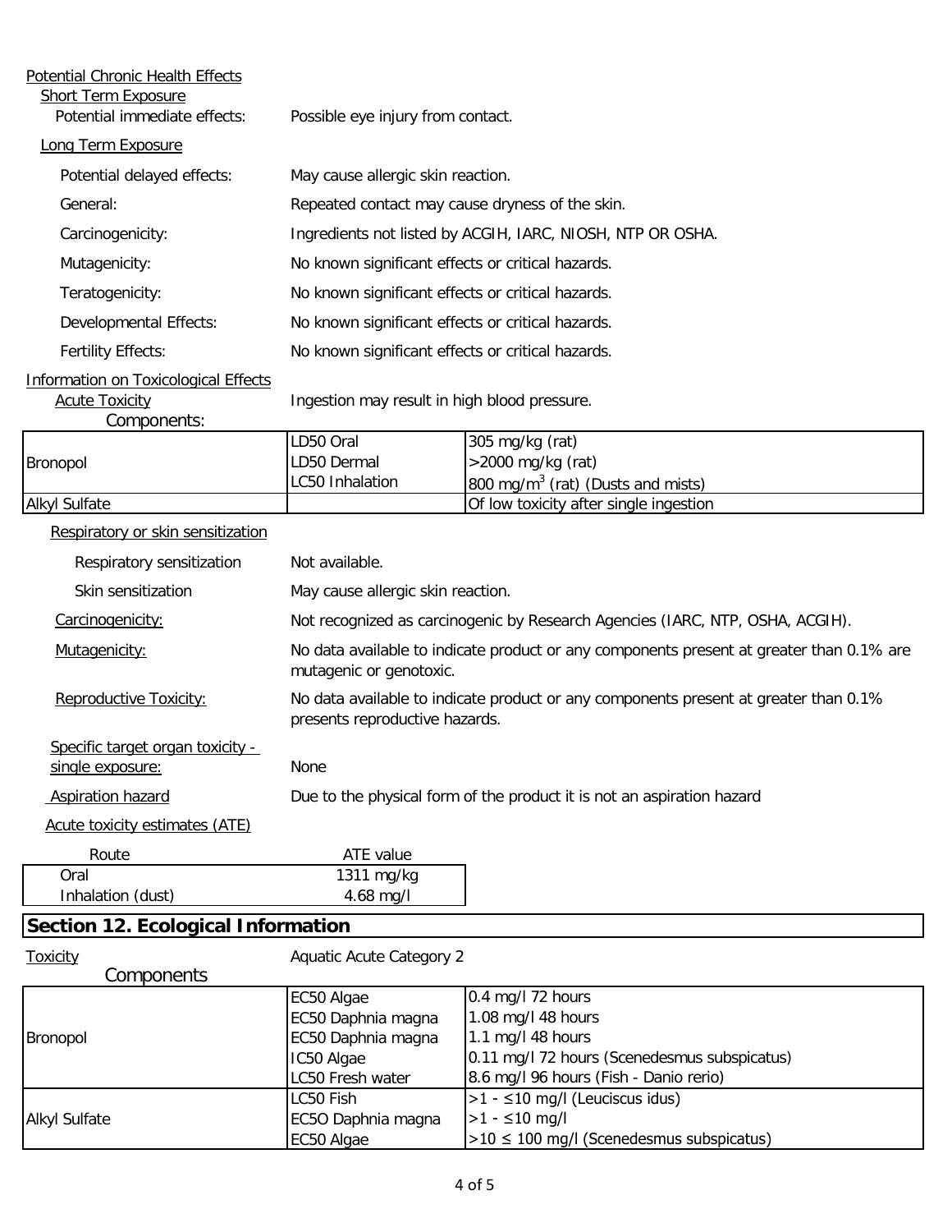Potential Chronic Health Effects

Short Term Exposure

Potential immediate effects: Possible eye injury from contact.

Long Term Exposure

Potential delayed effects: May cause allergic skin reaction.

General: Repeated contact may cause dryness of the skin.

Carcinogenicity: Ingredients not listed by ACGIH, IARC, NIOSH, NTP OR OSHA.

Mutagenicity: No known significant effects or critical hazards.

Teratogenicity: No known significant effects or critical hazards.

Developmental Effects: No known significant effects or critical hazards.

Fertility Effects: No known significant effects or critical hazards.

Information on Toxicological Effects

Acute Toxicity: Ingestion may result in high blood pressure.

Components:

| | | |
|---|---|---|
| Bronopol | LD50 Oral<br>LD50 Dermal<br>LC50 Inhalation | 305 mg/kg (rat)<br>>2000 mg/kg (rat)<br>800 mg/m$^3$ (rat) (Dusts and mists) |
| Alkyl Sulfate | | Of low toxicity after single ingestion |

Respiratory or skin sensitization

Respiratory sensitization: Not available.

Skin sensitization: May cause allergic skin reaction.

Carcinogenicity: Not recognized as carcinogenic by Research Agencies (IARC, NTP, OSHA, ACGIH).

Mutagenicity: No data available to indicate product or any components present at greater than 0.1% are mutagenic or genotoxic.

Reproductive Toxicity: No data available to indicate product or any components present at greater than 0.1% presents reproductive hazards.

Specific target organ toxicity - single exposure: None

Aspiration hazard: Due to the physical form of the product it is not an aspiration hazard

Acute toxicity estimates (ATE)

| Route | ATE value |
|---|---|
| Oral | 1311 mg/kg |
| Inhalation (dust) | 4.68 mg/l |

## Section 12. Ecological Information

Toxicity: Aquatic Acute Category 2

Components

| | | |
|---|---|---|
| Bronopol | EC50 Algae<br>EC50 Daphnia magna<br>EC50 Daphnia magna<br>IC50 Algae<br>LC50 Fresh water | 0.4 mg/l 72 hours<br>1.08 mg/l 48 hours<br>1.1 mg/l 48 hours<br>0.11 mg/l 72 hours (Scenedesmus subspicatus)<br>8.6 mg/l 96 hours (Fish - Danio rerio) |
| Alkyl Sulfate | LC50 Fish<br>EC5O Daphnia magna<br>EC50 Algae | >1 - ≤10 mg/l (Leuciscus idus)<br>>1 - ≤10 mg/l<br>>10 ≤ 100 mg/l (Scenedesmus subspicatus) |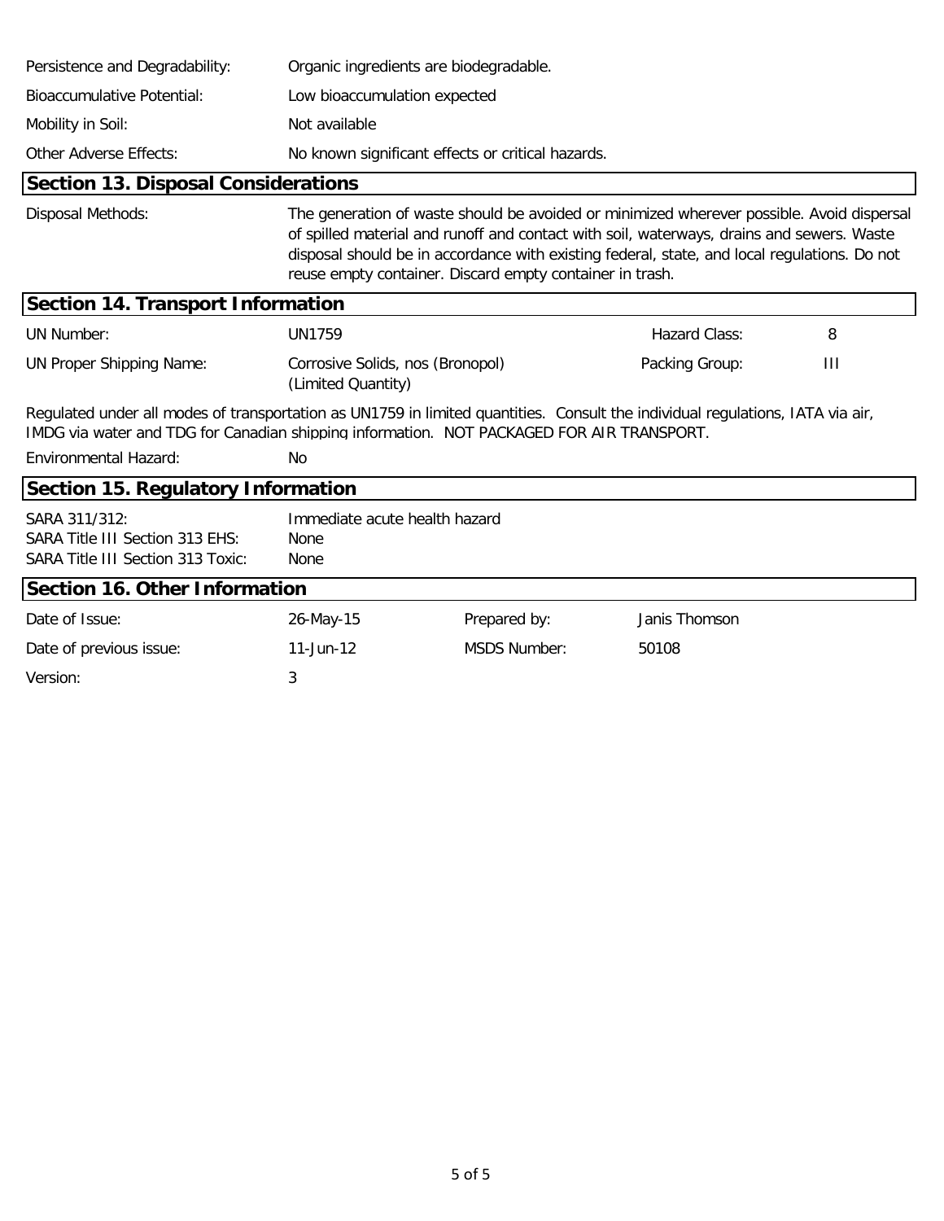| | |
|---|---|
| Persistence and Degradability: | Organic ingredients are biodegradable. |
| Bioaccumulative Potential: | Low bioaccumulation expected |
| Mobility in Soil: | Not available |
| Other Adverse Effects: | No known significant effects or critical hazards. |

## Section 13. Disposal Considerations

| | |
|---|---|
| Disposal Methods: | The generation of waste should be avoided or minimized wherever possible. Avoid dispersal of spilled material and runoff and contact with soil, waterways, drains and sewers. Waste disposal should be in accordance with existing federal, state, and local regulations. Do not reuse empty container. Discard empty container in trash. |

## Section 14. Transport Information

| | | | |
|---|---|---|---|
| UN Number: | UN1759 | Hazard Class: | 8 |
| UN Proper Shipping Name: | Corrosive Solids, nos (Bronopol) (Limited Quantity) | Packing Group: | III |

Regulated under all modes of transportation as UN1759 in limited quantities. Consult the individual regulations, IATA via air, IMDG via water and TDG for Canadian shipping information. NOT PACKAGED FOR AIR TRANSPORT.

| | |
|---|---|
| Environmental Hazard: | No |

## Section 15. Regulatory Information

| | |
|---|---|
| SARA 311/312: | Immediate acute health hazard |
| SARA Title III Section 313 EHS: | None |
| SARA Title III Section 313 Toxic: | None |

## Section 16. Other Information

| | | | |
|---|---|---|---|
| Date of Issue: | 26-May-15 | Prepared by: | Janis Thomson |
| Date of previous issue: | 11-Jun-12 | MSDS Number: | 50108 |
| Version: | 3 | | |